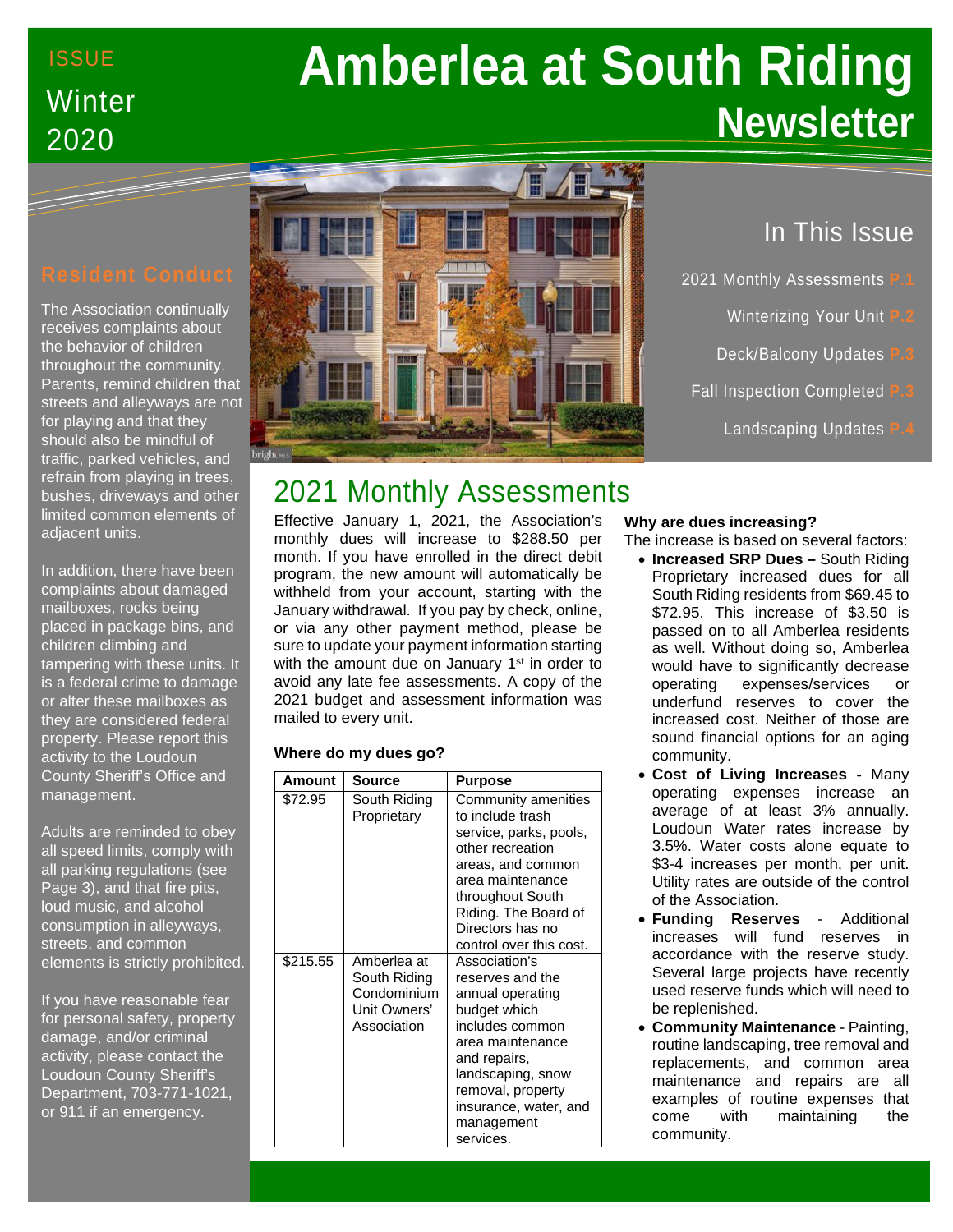ISSUE

Winter 2020

# Amberlea at South Riding Newsletter

## In This Issue

2021 Monthly Assessments P.1

Winterizing Your Unit P.2

Deck/Balcony Updates P.3

Fall Inspection Completed P.3

Landscaping Updates P.4

## Resident Conduct

The Association continually receives complaints about the behavior of children throughout the community. Parents, remind children that streets and alleyways are not for playing and that they should also be mindful of traffic, parked vehicles, and refrain from playing in trees, bushes, driveways and other limited common elements of adjacent units.

In addition, there have been complaints about damaged mailboxes, rocks being placed in package bins, and children climbing and tampering with these units. It is a federal crime to damage or alter these mailboxes as they are considered federal property. Please report this activity to the Loudoun County Sheriff's Office and management.

Adults are reminded to obey all speed limits, comply with all parking regulations (see Page 3), and that fire pits, loud music, and alcohol consumption in alleyways, streets, and common elements is strictly prohibited.

If you have reasonable fear for personal safety, property damage, and/or criminal activity, please contact the Loudoun County Sheriff's Department, 703-771-1021, or 911 if an emergency.

## 2021 Monthly Assessments

Effective January 1, 2021, the Association's monthly dues will increase to $288.50 per month. If you have enrolled in the direct debit program, the new amount will automatically be withheld from your account, starting with the January withdrawal. If you pay by check, online, or via any other payment method, please be sure to update your payment information starting with the amount due on January 1st in order to avoid any late fee assessments. A copy of the 2021 budget and assessment information was mailed to every unit.

**Where do my dues go?**

| Amount | Source | Purpose |
|---|---|---|
| $72.95 | South Riding Proprietary | Community amenities to include trash service, parks, pools, other recreation areas, and common area maintenance throughout South Riding. The Board of Directors has no control over this cost. |
| $215.55 | Amberlea at South Riding Condominium Unit Owners' Association | Association's reserves and the annual operating budget which includes common area maintenance and repairs, landscaping, snow removal, property insurance, water, and management services. |

**Why are dues increasing?**

The increase is based on several factors:

- **Increased SRP Dues –** South Riding Proprietary increased dues for all South Riding residents from $69.45 to $72.95. This increase of $3.50 is passed on to all Amberlea residents as well. Without doing so, Amberlea would have to significantly decrease operating expenses/services or underfund reserves to cover the increased cost. Neither of those are sound financial options for an aging community.
- **Cost of Living Increases -** Many operating expenses increase an average of at least 3% annually. Loudoun Water rates increase by 3.5%. Water costs alone equate to $3-4 increases per month, per unit. Utility rates are outside of the control of the Association.
- **Funding Reserves** - Additional increases will fund reserves in accordance with the reserve study. Several large projects have recently used reserve funds which will need to be replenished.
- **Community Maintenance** - Painting, routine landscaping, tree removal and replacements, and common area maintenance and repairs are all examples of routine expenses that come with maintaining the community.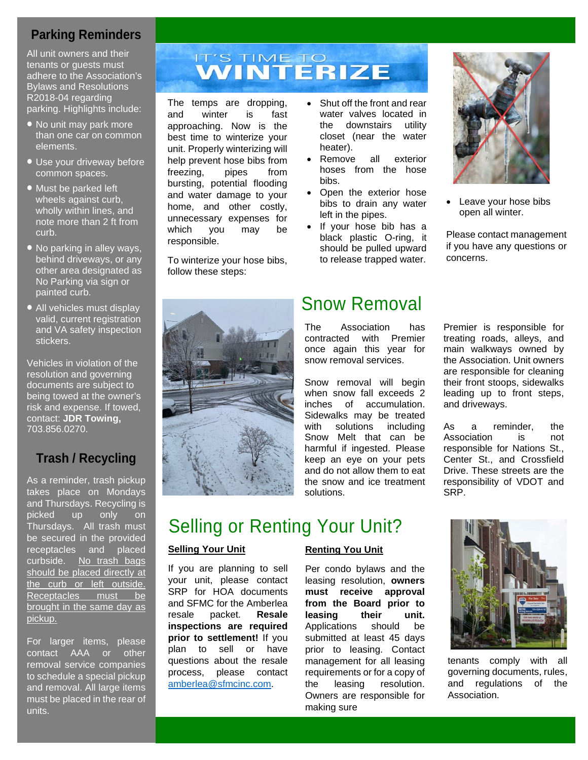## Parking Reminders

All unit owners and their tenants or guests must adhere to the Association's Bylaws and Resolutions R2018-04 regarding parking. Highlights include:

- No unit may park more than one car on common elements.
- Use your driveway before common spaces.
- Must be parked left wheels against curb, wholly within lines, and note more than 2 ft from curb.
- No parking in alley ways, behind driveways, or any other area designated as No Parking via sign or painted curb.
- All vehicles must display valid, current registration and VA safety inspection stickers.

Vehicles in violation of the resolution and governing documents are subject to being towed at the owner's risk and expense. If towed, contact: **JDR Towing,** 703.856.0270.

## Trash / Recycling

As a reminder, trash pickup takes place on Mondays and Thursdays. Recycling is picked up only on Thursdays. All trash must be secured in the provided receptacles and placed curbside. No trash bags should be placed directly at the curb or left outside. Receptacles must be brought in the same day as pickup.

For larger items, please contact AAA or other removal service companies to schedule a special pickup and removal. All large items must be placed in the rear of units.

## IT'S TIME TO WINTERIZE

The temps are dropping, and winter is fast approaching. Now is the best time to winterize your unit. Properly winterizing will help prevent hose bibs from freezing, pipes from bursting, potential flooding and water damage to your home, and other costly, unnecessary expenses for which you may be responsible.

To winterize your hose bibs, follow these steps:

- Shut off the front and rear water valves located in the downstairs utility closet (near the water heater).
- Remove all exterior hoses from the hose bibs.
- Open the exterior hose bibs to drain any water left in the pipes.
- If your hose bib has a black plastic O-ring, it should be pulled upward to release trapped water.
- Leave your hose bibs open all winter.

Please contact management if you have any questions or concerns.

## Snow Removal

The Association has contracted with Premier once again this year for snow removal services.

Snow removal will begin when snow fall exceeds 2 inches of accumulation. Sidewalks may be treated with solutions including Snow Melt that can be harmful if ingested. Please keep an eye on your pets and do not allow them to eat the snow and ice treatment solutions.

Premier is responsible for treating roads, alleys, and main walkways owned by the Association. Unit owners are responsible for cleaning their front stoops, sidewalks leading up to front steps, and driveways.

As a reminder, the Association is not responsible for Nations St., Center St., and Crossfield Drive. These streets are the responsibility of VDOT and SRP.

## Selling or Renting Your Unit?

**Selling Your Unit**

If you are planning to sell your unit, please contact SRP for HOA documents and SFMC for the Amberlea resale packet. **Resale inspections are required prior to settlement!** If you plan to sell or have questions about the resale process, please contact amberlea@sfmcinc.com.

**Renting You Unit**

Per condo bylaws and the leasing resolution, **owners must receive approval from the Board prior to leasing their unit.** Applications should be submitted at least 45 days prior to leasing. Contact management for all leasing requirements or for a copy of the leasing resolution. Owners are responsible for making sure tenants comply with all governing documents, rules, and regulations of the Association.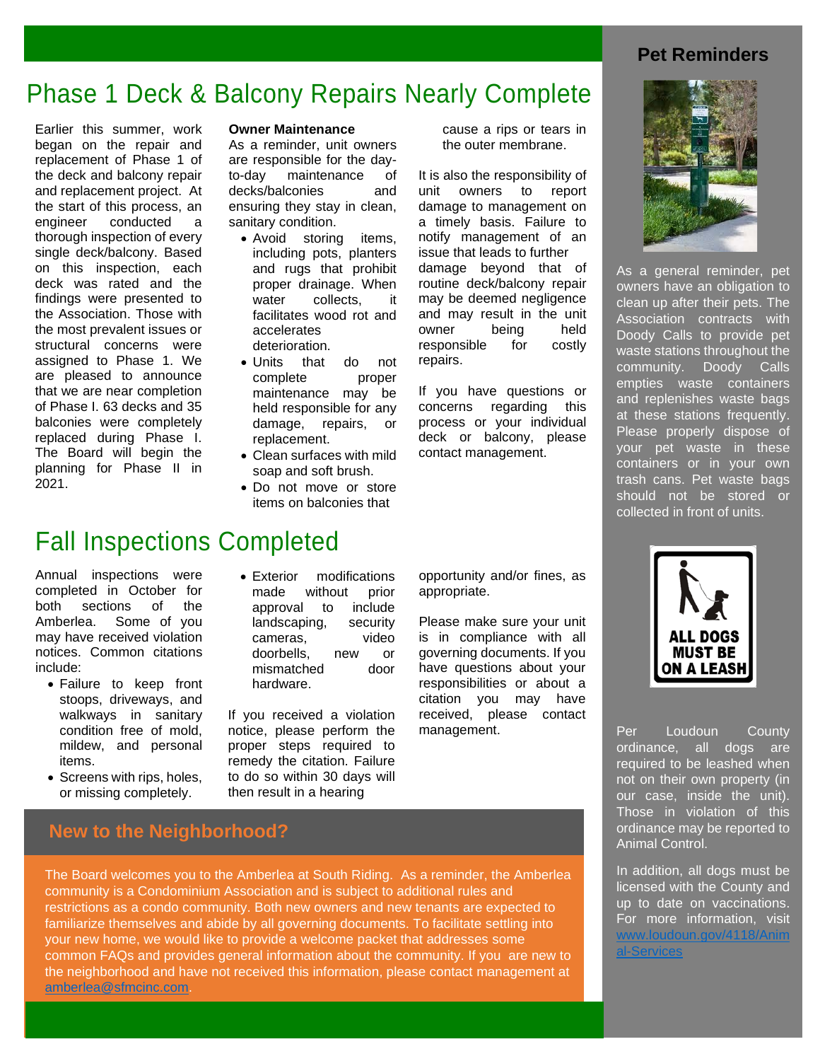# Phase 1 Deck & Balcony Repairs Nearly Complete

Earlier this summer, work began on the repair and replacement of Phase 1 of the deck and balcony repair and replacement project. At the start of this process, an engineer conducted a thorough inspection of every single deck/balcony. Based on this inspection, each deck was rated and the findings were presented to the Association. Those with the most prevalent issues or structural concerns were assigned to Phase 1. We are pleased to announce that we are near completion of Phase I. 63 decks and 35 balconies were completely replaced during Phase I. The Board will begin the planning for Phase II in 2021.

**Owner Maintenance**

As a reminder, unit owners are responsible for the day-to-day maintenance of decks/balconies and ensuring they stay in clean, sanitary condition.

- Avoid storing items, including pots, planters and rugs that prohibit proper drainage. When water collects, it facilitates wood rot and accelerates deterioration.
- Units that do not complete proper maintenance may be held responsible for any damage, repairs, or replacement.
- Clean surfaces with mild soap and soft brush.
- Do not move or store items on balconies that cause a rips or tears in the outer membrane.

It is also the responsibility of unit owners to report damage to management on a timely basis. Failure to notify management of an issue that leads to further damage beyond that of routine deck/balcony repair may be deemed negligence and may result in the unit owner being held responsible for costly repairs.

If you have questions or concerns regarding this process or your individual deck or balcony, please contact management.

# Fall Inspections Completed

Annual inspections were completed in October for both sections of the Amberlea. Some of you may have received violation notices. Common citations include:

- Failure to keep front stoops, driveways, and walkways in sanitary condition free of mold, mildew, and personal items.
- Screens with rips, holes, or missing completely.
- Exterior modifications made without prior approval to include landscaping, security cameras, video doorbells, new or mismatched door hardware.

If you received a violation notice, please perform the proper steps required to remedy the citation. Failure to do so within 30 days will then result in a hearing opportunity and/or fines, as appropriate.

Please make sure your unit is in compliance with all governing documents. If you have questions about your responsibilities or about a citation you may have received, please contact management.

## New to the Neighborhood?

The Board welcomes you to the Amberlea at South Riding. As a reminder, the Amberlea community is a Condominium Association and is subject to additional rules and restrictions as a condo community. Both new owners and new tenants are expected to familiarize themselves and abide by all governing documents. To facilitate settling into your new home, we would like to provide a welcome packet that addresses some common FAQs and provides general information about the community. If you are new to the neighborhood and have not received this information, please contact management at amberlea@sfmcinc.com.

## Pet Reminders

As a general reminder, pet owners have an obligation to clean up after their pets. The Association contracts with Doody Calls to provide pet waste stations throughout the community. Doody Calls empties waste containers and replenishes waste bags at these stations frequently. Please properly dispose of your pet waste in these containers or in your own trash cans. Pet waste bags should not be stored or collected in front of units.

ALL DOGS MUST BE ON A LEASH

Per Loudoun County ordinance, all dogs are required to be leashed when not on their own property (in our case, inside the unit). Those in violation of this ordinance may be reported to Animal Control.

In addition, all dogs must be licensed with the County and up to date on vaccinations. For more information, visit www.loudoun.gov/4118/Animal-Services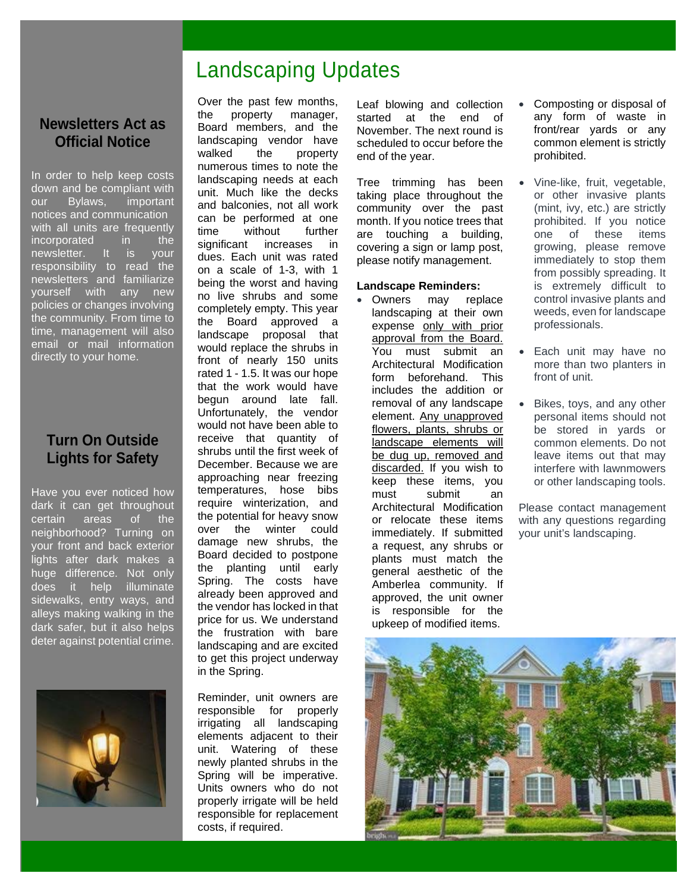## Newsletters Act as Official Notice

In order to help keep costs down and be compliant with our Bylaws, important notices and communication with all units are frequently incorporated in the newsletter. It is your responsibility to read the newsletters and familiarize yourself with any new policies or changes involving the community. From time to time, management will also email or mail information directly to your home.

## Turn On Outside Lights for Safety

Have you ever noticed how dark it can get throughout certain areas of the neighborhood? Turning on your front and back exterior lights after dark makes a huge difference. Not only does it help illuminate sidewalks, entry ways, and alleys making walking in the dark safer, but it also helps deter against potential crime.

# Landscaping Updates

Over the past few months, the property manager, Board members, and the landscaping vendor have walked the property numerous times to note the landscaping needs at each unit. Much like the decks and balconies, not all work can be performed at one time without further significant increases in dues. Each unit was rated on a scale of 1-3, with 1 being the worst and having no live shrubs and some completely empty. This year the Board approved a landscape proposal that would replace the shrubs in front of nearly 150 units rated 1 - 1.5. It was our hope that the work would have begun around late fall. Unfortunately, the vendor would not have been able to receive that quantity of shrubs until the first week of December. Because we are approaching near freezing temperatures, hose bibs require winterization, and the potential for heavy snow over the winter could damage new shrubs, the Board decided to postpone the planting until early Spring. The costs have already been approved and the vendor has locked in that price for us. We understand the frustration with bare landscaping and are excited to get this project underway in the Spring.

Reminder, unit owners are responsible for properly irrigating all landscaping elements adjacent to their unit. Watering of these newly planted shrubs in the Spring will be imperative. Units owners who do not properly irrigate will be held responsible for replacement costs, if required.

Leaf blowing and collection started at the end of November. The next round is scheduled to occur before the end of the year.

Tree trimming has been taking place throughout the community over the past month. If you notice trees that are touching a building, covering a sign or lamp post, please notify management.

**Landscape Reminders:**

- Owners may replace landscaping at their own expense only with prior approval from the Board. You must submit an Architectural Modification form beforehand. This includes the addition or removal of any landscape element. Any unapproved flowers, plants, shrubs or landscape elements will be dug up, removed and discarded. If you wish to keep these items, you must submit an Architectural Modification or relocate these items immediately. If submitted a request, any shrubs or plants must match the general aesthetic of the Amberlea community. If approved, the unit owner is responsible for the upkeep of modified items.
- Composting or disposal of any form of waste in front/rear yards or any common element is strictly prohibited.
- Vine-like, fruit, vegetable, or other invasive plants (mint, ivy, etc.) are strictly prohibited. If you notice one of these items growing, please remove immediately to stop them from possibly spreading. It is extremely difficult to control invasive plants and weeds, even for landscape professionals.
- Each unit may have no more than two planters in front of unit.
- Bikes, toys, and any other personal items should not be stored in yards or common elements. Do not leave items out that may interfere with lawnmowers or other landscaping tools.

Please contact management with any questions regarding your unit's landscaping.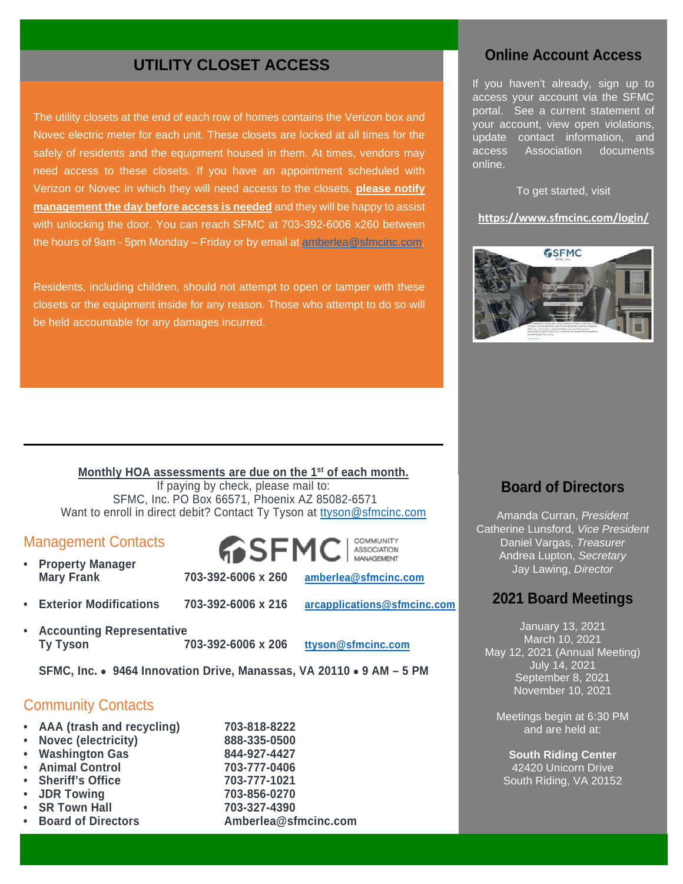## UTILITY CLOSET ACCESS

The utility closets at the end of each row of homes contains the Verizon box and Novec electric meter for each unit. These closets are locked at all times for the safely of residents and the equipment housed in them. At times, vendors may need access to these closets. If you have an appointment scheduled with Verizon or Novec in which they will need access to the closets, **please notify management the day before access is needed** and they will be happy to assist with unlocking the door. You can reach SFMC at 703-392-6006 x260 between the hours of 9am - 5pm Monday – Friday or by email at amberlea@sfmcinc.com.

Residents, including children, should not attempt to open or tamper with these closets or the equipment inside for any reason. Those who attempt to do so will be held accountable for any damages incurred.

---

**Monthly HOA assessments are due on the 1st of each month.**
If paying by check, please mail to:
SFMC, Inc. PO Box 66571, Phoenix AZ 85082-6571
Want to enroll in direct debit? Contact Ty Tyson at ttyson@sfmcinc.com

## Management Contacts

SFMC | COMMUNITY ASSOCIATION MANAGEMENT

- **Property Manager Mary Frank** — **703-392-6006 x 260** — **amberlea@sfmcinc.com**
- **Exterior Modifications** — **703-392-6006 x 216** — **arcapplications@sfmcinc.com**
- **Accounting Representative Ty Tyson** — **703-392-6006 x 206** — **ttyson@sfmcinc.com**

**SFMC, Inc. • 9464 Innovation Drive, Manassas, VA 20110 • 9 AM – 5 PM**

## Community Contacts

- **AAA (trash and recycling)** — **703-818-8222**
- **Novec (electricity)** — **888-335-0500**
- **Washington Gas** — **844-927-4427**
- **Animal Control** — **703-777-0406**
- **Sheriff's Office** — **703-777-1021**
- **JDR Towing** — **703-856-0270**
- **SR Town Hall** — **703-327-4390**
- **Board of Directors** — **Amberlea@sfmcinc.com**

## Online Account Access

If you haven't already, sign up to access your account via the SFMC portal. See a current statement of your account, view open violations, update contact information, and access Association documents online.

To get started, visit

**https://www.sfmcinc.com/login/**

## Board of Directors

Amanda Curran, *President*
Catherine Lunsford, *Vice President*
Daniel Vargas, *Treasurer*
Andrea Lupton, *Secretary*
Jay Lawing, *Director*

## 2021 Board Meetings

January 13, 2021
March 10, 2021
May 12, 2021 (Annual Meeting)
July 14, 2021
September 8, 2021
November 10, 2021

Meetings begin at 6:30 PM and are held at:

**South Riding Center**
42420 Unicorn Drive
South Riding, VA 20152